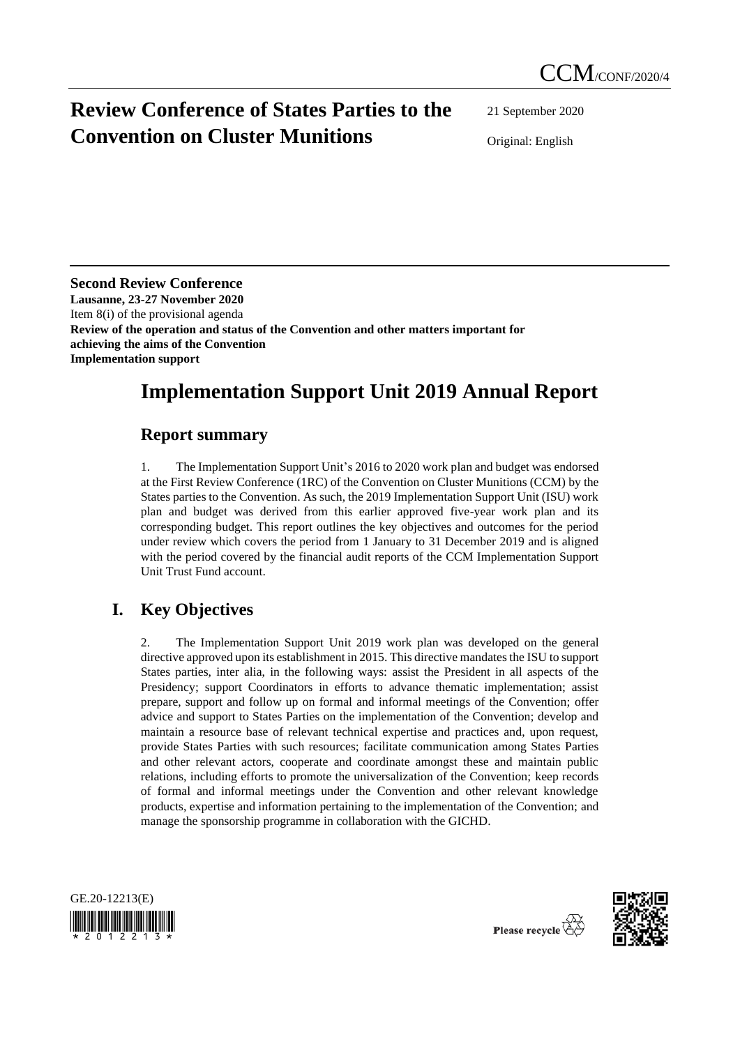CCM/CONF/2020/4

# Review Conference of States Parties to the Convention on Cluster Munitions

21 September 2020

Original: English

**Second Review Conference**
**Lausanne, 23-27 November 2020**
Item 8(i) of the provisional agenda
**Review of the operation and status of the Convention and other matters important for achieving the aims of the Convention**
**Implementation support**

# Implementation Support Unit 2019 Annual Report

## Report summary

1. The Implementation Support Unit's 2016 to 2020 work plan and budget was endorsed at the First Review Conference (1RC) of the Convention on Cluster Munitions (CCM) by the States parties to the Convention. As such, the 2019 Implementation Support Unit (ISU) work plan and budget was derived from this earlier approved five-year work plan and its corresponding budget. This report outlines the key objectives and outcomes for the period under review which covers the period from 1 January to 31 December 2019 and is aligned with the period covered by the financial audit reports of the CCM Implementation Support Unit Trust Fund account.

## I. Key Objectives

2. The Implementation Support Unit 2019 work plan was developed on the general directive approved upon its establishment in 2015. This directive mandates the ISU to support States parties, inter alia, in the following ways: assist the President in all aspects of the Presidency; support Coordinators in efforts to advance thematic implementation; assist prepare, support and follow up on formal and informal meetings of the Convention; offer advice and support to States Parties on the implementation of the Convention; develop and maintain a resource base of relevant technical expertise and practices and, upon request, provide States Parties with such resources; facilitate communication among States Parties and other relevant actors, cooperate and coordinate amongst these and maintain public relations, including efforts to promote the universalization of the Convention; keep records of formal and informal meetings under the Convention and other relevant knowledge products, expertise and information pertaining to the implementation of the Convention; and manage the sponsorship programme in collaboration with the GICHD.

GE.20-12213(E)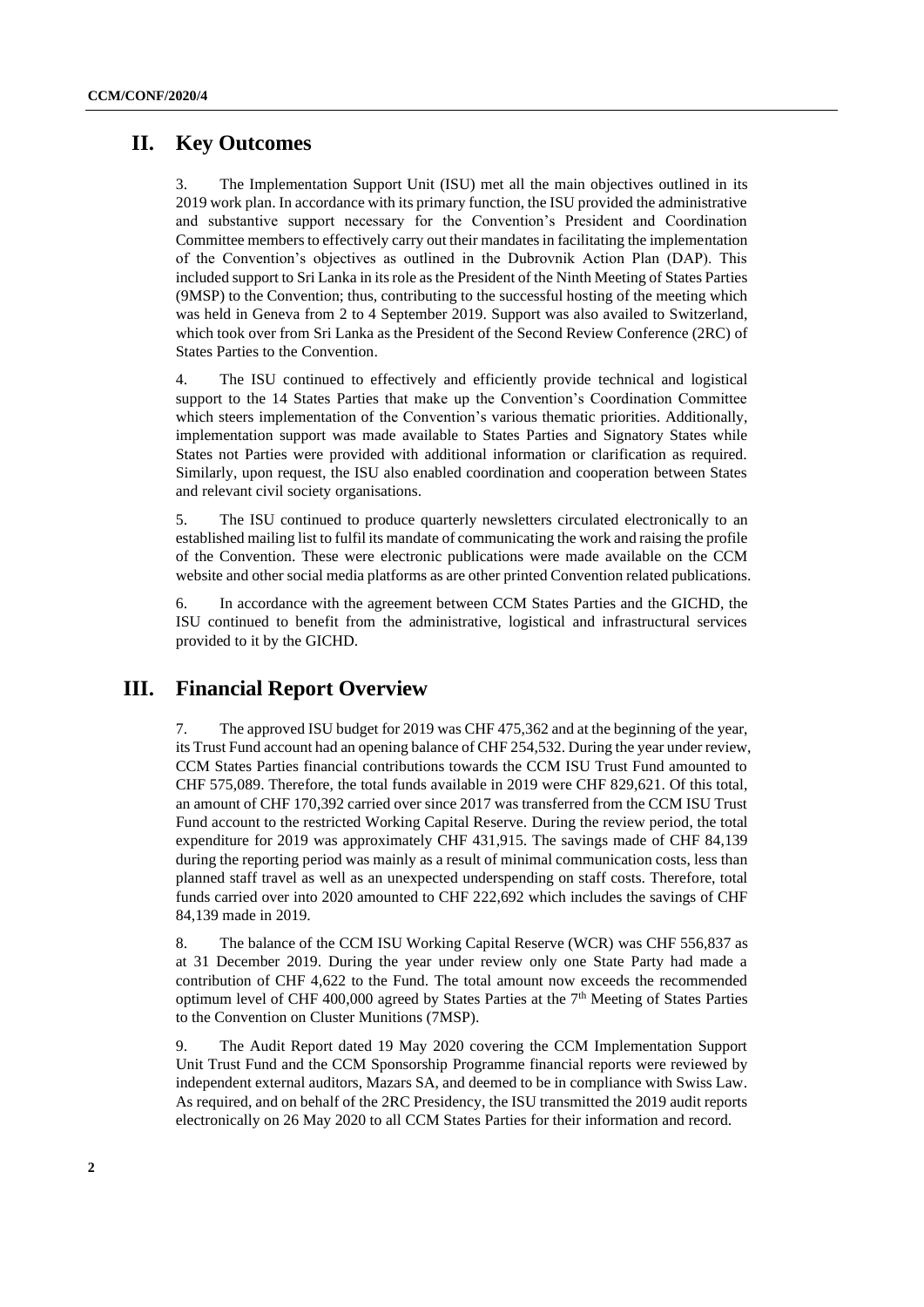## II. Key Outcomes

3. The Implementation Support Unit (ISU) met all the main objectives outlined in its 2019 work plan. In accordance with its primary function, the ISU provided the administrative and substantive support necessary for the Convention's President and Coordination Committee members to effectively carry out their mandates in facilitating the implementation of the Convention's objectives as outlined in the Dubrovnik Action Plan (DAP). This included support to Sri Lanka in its role as the President of the Ninth Meeting of States Parties (9MSP) to the Convention; thus, contributing to the successful hosting of the meeting which was held in Geneva from 2 to 4 September 2019. Support was also availed to Switzerland, which took over from Sri Lanka as the President of the Second Review Conference (2RC) of States Parties to the Convention.

4. The ISU continued to effectively and efficiently provide technical and logistical support to the 14 States Parties that make up the Convention's Coordination Committee which steers implementation of the Convention's various thematic priorities. Additionally, implementation support was made available to States Parties and Signatory States while States not Parties were provided with additional information or clarification as required. Similarly, upon request, the ISU also enabled coordination and cooperation between States and relevant civil society organisations.

5. The ISU continued to produce quarterly newsletters circulated electronically to an established mailing list to fulfil its mandate of communicating the work and raising the profile of the Convention. These were electronic publications were made available on the CCM website and other social media platforms as are other printed Convention related publications.

6. In accordance with the agreement between CCM States Parties and the GICHD, the ISU continued to benefit from the administrative, logistical and infrastructural services provided to it by the GICHD.

## III. Financial Report Overview

7. The approved ISU budget for 2019 was CHF 475,362 and at the beginning of the year, its Trust Fund account had an opening balance of CHF 254,532. During the year under review, CCM States Parties financial contributions towards the CCM ISU Trust Fund amounted to CHF 575,089. Therefore, the total funds available in 2019 were CHF 829,621. Of this total, an amount of CHF 170,392 carried over since 2017 was transferred from the CCM ISU Trust Fund account to the restricted Working Capital Reserve. During the review period, the total expenditure for 2019 was approximately CHF 431,915. The savings made of CHF 84,139 during the reporting period was mainly as a result of minimal communication costs, less than planned staff travel as well as an unexpected underspending on staff costs. Therefore, total funds carried over into 2020 amounted to CHF 222,692 which includes the savings of CHF 84,139 made in 2019.

8. The balance of the CCM ISU Working Capital Reserve (WCR) was CHF 556,837 as at 31 December 2019. During the year under review only one State Party had made a contribution of CHF 4,622 to the Fund. The total amount now exceeds the recommended optimum level of CHF 400,000 agreed by States Parties at the 7th Meeting of States Parties to the Convention on Cluster Munitions (7MSP).

9. The Audit Report dated 19 May 2020 covering the CCM Implementation Support Unit Trust Fund and the CCM Sponsorship Programme financial reports were reviewed by independent external auditors, Mazars SA, and deemed to be in compliance with Swiss Law. As required, and on behalf of the 2RC Presidency, the ISU transmitted the 2019 audit reports electronically on 26 May 2020 to all CCM States Parties for their information and record.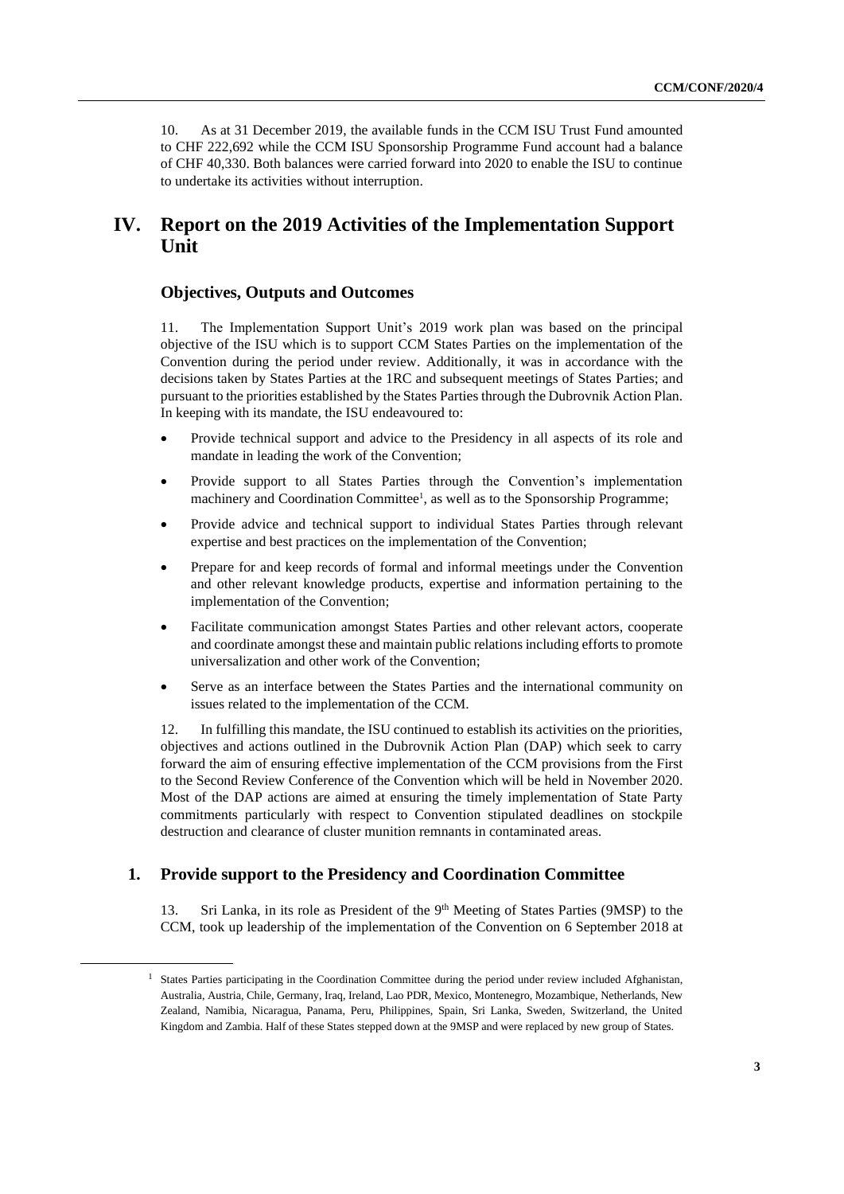10. As at 31 December 2019, the available funds in the CCM ISU Trust Fund amounted to CHF 222,692 while the CCM ISU Sponsorship Programme Fund account had a balance of CHF 40,330. Both balances were carried forward into 2020 to enable the ISU to continue to undertake its activities without interruption.

# IV. Report on the 2019 Activities of the Implementation Support Unit

### Objectives, Outputs and Outcomes

11. The Implementation Support Unit's 2019 work plan was based on the principal objective of the ISU which is to support CCM States Parties on the implementation of the Convention during the period under review. Additionally, it was in accordance with the decisions taken by States Parties at the 1RC and subsequent meetings of States Parties; and pursuant to the priorities established by the States Parties through the Dubrovnik Action Plan. In keeping with its mandate, the ISU endeavoured to:

- Provide technical support and advice to the Presidency in all aspects of its role and mandate in leading the work of the Convention;
- Provide support to all States Parties through the Convention's implementation machinery and Coordination Committee[1], as well as to the Sponsorship Programme;
- Provide advice and technical support to individual States Parties through relevant expertise and best practices on the implementation of the Convention;
- Prepare for and keep records of formal and informal meetings under the Convention and other relevant knowledge products, expertise and information pertaining to the implementation of the Convention;
- Facilitate communication amongst States Parties and other relevant actors, cooperate and coordinate amongst these and maintain public relations including efforts to promote universalization and other work of the Convention;
- Serve as an interface between the States Parties and the international community on issues related to the implementation of the CCM.

12. In fulfilling this mandate, the ISU continued to establish its activities on the priorities, objectives and actions outlined in the Dubrovnik Action Plan (DAP) which seek to carry forward the aim of ensuring effective implementation of the CCM provisions from the First to the Second Review Conference of the Convention which will be held in November 2020. Most of the DAP actions are aimed at ensuring the timely implementation of State Party commitments particularly with respect to Convention stipulated deadlines on stockpile destruction and clearance of cluster munition remnants in contaminated areas.

## 1. Provide support to the Presidency and Coordination Committee

13. Sri Lanka, in its role as President of the 9th Meeting of States Parties (9MSP) to the CCM, took up leadership of the implementation of the Convention on 6 September 2018 at

[1] States Parties participating in the Coordination Committee during the period under review included Afghanistan, Australia, Austria, Chile, Germany, Iraq, Ireland, Lao PDR, Mexico, Montenegro, Mozambique, Netherlands, New Zealand, Namibia, Nicaragua, Panama, Peru, Philippines, Spain, Sri Lanka, Sweden, Switzerland, the United Kingdom and Zambia. Half of these States stepped down at the 9MSP and were replaced by new group of States.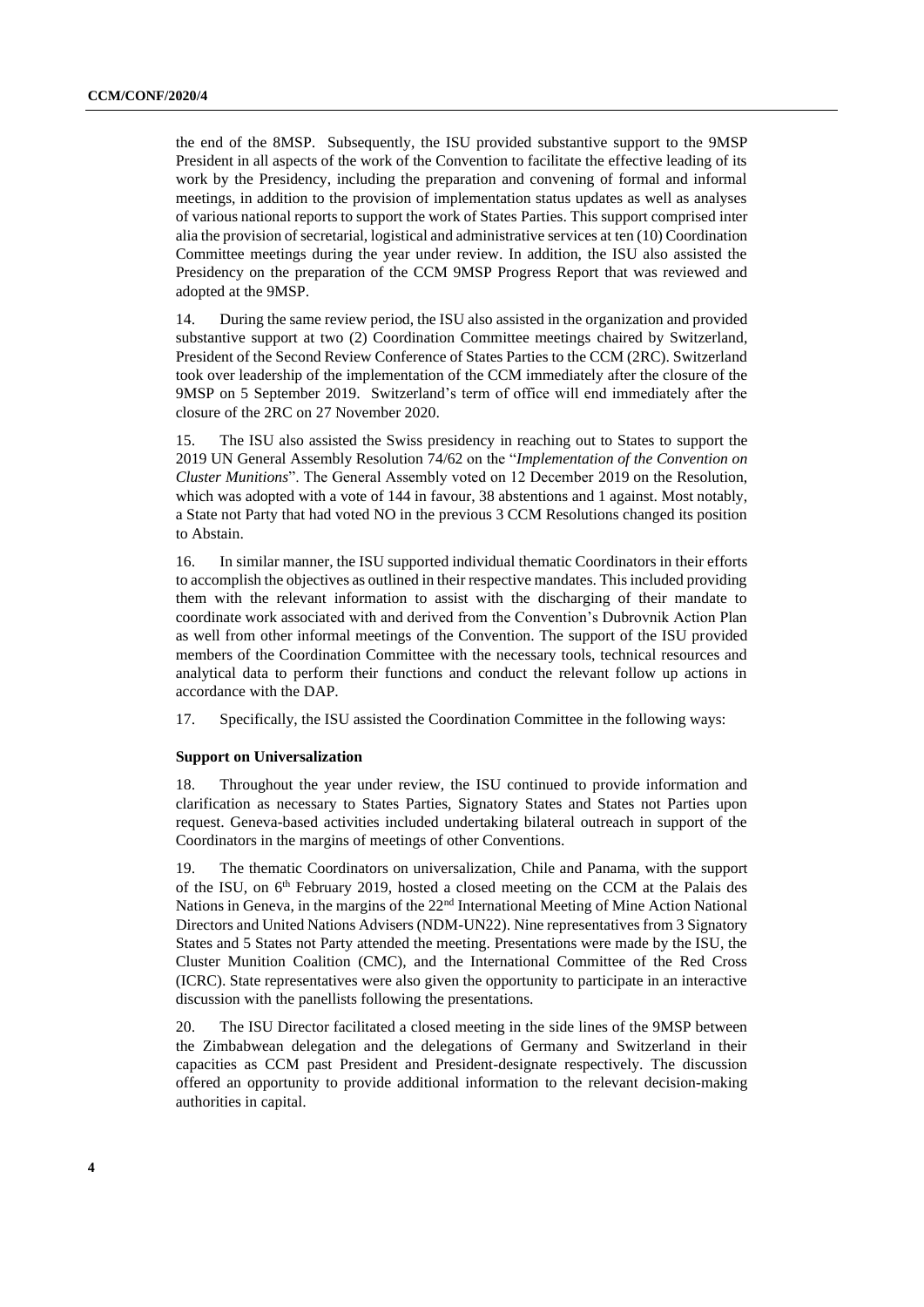the end of the 8MSP. Subsequently, the ISU provided substantive support to the 9MSP President in all aspects of the work of the Convention to facilitate the effective leading of its work by the Presidency, including the preparation and convening of formal and informal meetings, in addition to the provision of implementation status updates as well as analyses of various national reports to support the work of States Parties. This support comprised inter alia the provision of secretarial, logistical and administrative services at ten (10) Coordination Committee meetings during the year under review. In addition, the ISU also assisted the Presidency on the preparation of the CCM 9MSP Progress Report that was reviewed and adopted at the 9MSP.

14. During the same review period, the ISU also assisted in the organization and provided substantive support at two (2) Coordination Committee meetings chaired by Switzerland, President of the Second Review Conference of States Parties to the CCM (2RC). Switzerland took over leadership of the implementation of the CCM immediately after the closure of the 9MSP on 5 September 2019. Switzerland's term of office will end immediately after the closure of the 2RC on 27 November 2020.

15. The ISU also assisted the Swiss presidency in reaching out to States to support the 2019 UN General Assembly Resolution 74/62 on the "*Implementation of the Convention on Cluster Munitions*". The General Assembly voted on 12 December 2019 on the Resolution, which was adopted with a vote of 144 in favour, 38 abstentions and 1 against. Most notably, a State not Party that had voted NO in the previous 3 CCM Resolutions changed its position to Abstain.

16. In similar manner, the ISU supported individual thematic Coordinators in their efforts to accomplish the objectives as outlined in their respective mandates. This included providing them with the relevant information to assist with the discharging of their mandate to coordinate work associated with and derived from the Convention's Dubrovnik Action Plan as well from other informal meetings of the Convention. The support of the ISU provided members of the Coordination Committee with the necessary tools, technical resources and analytical data to perform their functions and conduct the relevant follow up actions in accordance with the DAP.

17. Specifically, the ISU assisted the Coordination Committee in the following ways:

**Support on Universalization**

18. Throughout the year under review, the ISU continued to provide information and clarification as necessary to States Parties, Signatory States and States not Parties upon request. Geneva-based activities included undertaking bilateral outreach in support of the Coordinators in the margins of meetings of other Conventions.

19. The thematic Coordinators on universalization, Chile and Panama, with the support of the ISU, on 6th February 2019, hosted a closed meeting on the CCM at the Palais des Nations in Geneva, in the margins of the 22nd International Meeting of Mine Action National Directors and United Nations Advisers (NDM-UN22). Nine representatives from 3 Signatory States and 5 States not Party attended the meeting. Presentations were made by the ISU, the Cluster Munition Coalition (CMC), and the International Committee of the Red Cross (ICRC). State representatives were also given the opportunity to participate in an interactive discussion with the panellists following the presentations.

20. The ISU Director facilitated a closed meeting in the side lines of the 9MSP between the Zimbabwean delegation and the delegations of Germany and Switzerland in their capacities as CCM past President and President-designate respectively. The discussion offered an opportunity to provide additional information to the relevant decision-making authorities in capital.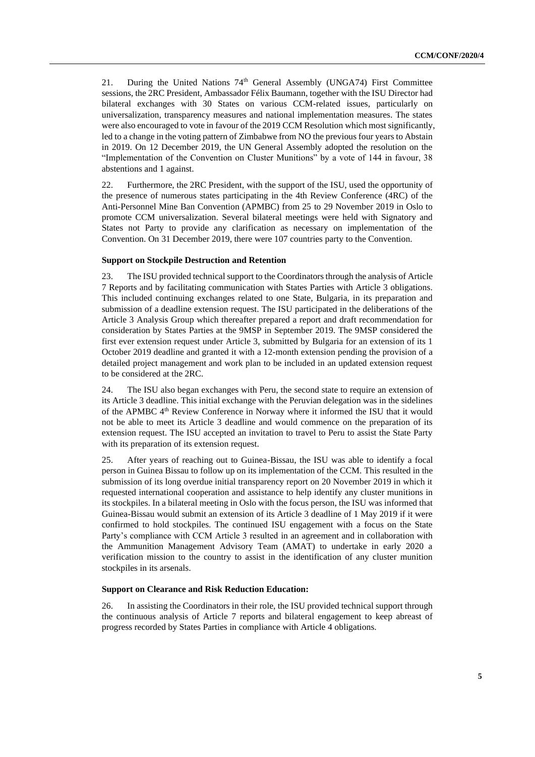21. During the United Nations 74th General Assembly (UNGA74) First Committee sessions, the 2RC President, Ambassador Félix Baumann, together with the ISU Director had bilateral exchanges with 30 States on various CCM-related issues, particularly on universalization, transparency measures and national implementation measures. The states were also encouraged to vote in favour of the 2019 CCM Resolution which most significantly, led to a change in the voting pattern of Zimbabwe from NO the previous four years to Abstain in 2019. On 12 December 2019, the UN General Assembly adopted the resolution on the "Implementation of the Convention on Cluster Munitions" by a vote of 144 in favour, 38 abstentions and 1 against.

22. Furthermore, the 2RC President, with the support of the ISU, used the opportunity of the presence of numerous states participating in the 4th Review Conference (4RC) of the Anti-Personnel Mine Ban Convention (APMBC) from 25 to 29 November 2019 in Oslo to promote CCM universalization. Several bilateral meetings were held with Signatory and States not Party to provide any clarification as necessary on implementation of the Convention. On 31 December 2019, there were 107 countries party to the Convention.

**Support on Stockpile Destruction and Retention**

23. The ISU provided technical support to the Coordinators through the analysis of Article 7 Reports and by facilitating communication with States Parties with Article 3 obligations. This included continuing exchanges related to one State, Bulgaria, in its preparation and submission of a deadline extension request. The ISU participated in the deliberations of the Article 3 Analysis Group which thereafter prepared a report and draft recommendation for consideration by States Parties at the 9MSP in September 2019. The 9MSP considered the first ever extension request under Article 3, submitted by Bulgaria for an extension of its 1 October 2019 deadline and granted it with a 12-month extension pending the provision of a detailed project management and work plan to be included in an updated extension request to be considered at the 2RC.

24. The ISU also began exchanges with Peru, the second state to require an extension of its Article 3 deadline. This initial exchange with the Peruvian delegation was in the sidelines of the APMBC 4th Review Conference in Norway where it informed the ISU that it would not be able to meet its Article 3 deadline and would commence on the preparation of its extension request. The ISU accepted an invitation to travel to Peru to assist the State Party with its preparation of its extension request.

25. After years of reaching out to Guinea-Bissau, the ISU was able to identify a focal person in Guinea Bissau to follow up on its implementation of the CCM. This resulted in the submission of its long overdue initial transparency report on 20 November 2019 in which it requested international cooperation and assistance to help identify any cluster munitions in its stockpiles. In a bilateral meeting in Oslo with the focus person, the ISU was informed that Guinea-Bissau would submit an extension of its Article 3 deadline of 1 May 2019 if it were confirmed to hold stockpiles. The continued ISU engagement with a focus on the State Party's compliance with CCM Article 3 resulted in an agreement and in collaboration with the Ammunition Management Advisory Team (AMAT) to undertake in early 2020 a verification mission to the country to assist in the identification of any cluster munition stockpiles in its arsenals.

**Support on Clearance and Risk Reduction Education:**

26. In assisting the Coordinators in their role, the ISU provided technical support through the continuous analysis of Article 7 reports and bilateral engagement to keep abreast of progress recorded by States Parties in compliance with Article 4 obligations.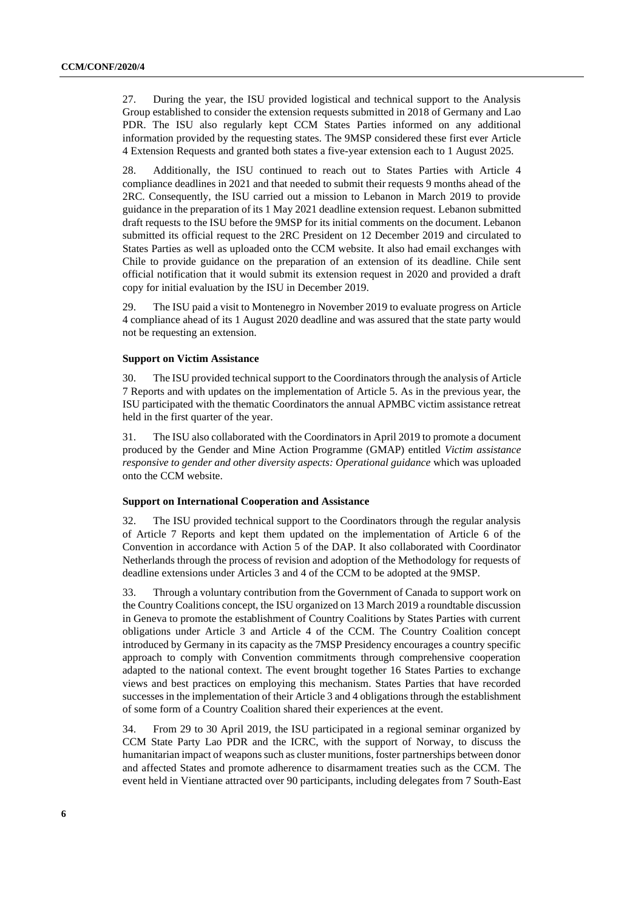27. During the year, the ISU provided logistical and technical support to the Analysis Group established to consider the extension requests submitted in 2018 of Germany and Lao PDR. The ISU also regularly kept CCM States Parties informed on any additional information provided by the requesting states. The 9MSP considered these first ever Article 4 Extension Requests and granted both states a five-year extension each to 1 August 2025.

28. Additionally, the ISU continued to reach out to States Parties with Article 4 compliance deadlines in 2021 and that needed to submit their requests 9 months ahead of the 2RC. Consequently, the ISU carried out a mission to Lebanon in March 2019 to provide guidance in the preparation of its 1 May 2021 deadline extension request. Lebanon submitted draft requests to the ISU before the 9MSP for its initial comments on the document. Lebanon submitted its official request to the 2RC President on 12 December 2019 and circulated to States Parties as well as uploaded onto the CCM website. It also had email exchanges with Chile to provide guidance on the preparation of an extension of its deadline. Chile sent official notification that it would submit its extension request in 2020 and provided a draft copy for initial evaluation by the ISU in December 2019.

29. The ISU paid a visit to Montenegro in November 2019 to evaluate progress on Article 4 compliance ahead of its 1 August 2020 deadline and was assured that the state party would not be requesting an extension.

**Support on Victim Assistance**

30. The ISU provided technical support to the Coordinators through the analysis of Article 7 Reports and with updates on the implementation of Article 5. As in the previous year, the ISU participated with the thematic Coordinators the annual APMBC victim assistance retreat held in the first quarter of the year.

31. The ISU also collaborated with the Coordinators in April 2019 to promote a document produced by the Gender and Mine Action Programme (GMAP) entitled *Victim assistance responsive to gender and other diversity aspects: Operational guidance* which was uploaded onto the CCM website.

**Support on International Cooperation and Assistance**

32. The ISU provided technical support to the Coordinators through the regular analysis of Article 7 Reports and kept them updated on the implementation of Article 6 of the Convention in accordance with Action 5 of the DAP. It also collaborated with Coordinator Netherlands through the process of revision and adoption of the Methodology for requests of deadline extensions under Articles 3 and 4 of the CCM to be adopted at the 9MSP.

33. Through a voluntary contribution from the Government of Canada to support work on the Country Coalitions concept, the ISU organized on 13 March 2019 a roundtable discussion in Geneva to promote the establishment of Country Coalitions by States Parties with current obligations under Article 3 and Article 4 of the CCM. The Country Coalition concept introduced by Germany in its capacity as the 7MSP Presidency encourages a country specific approach to comply with Convention commitments through comprehensive cooperation adapted to the national context. The event brought together 16 States Parties to exchange views and best practices on employing this mechanism. States Parties that have recorded successes in the implementation of their Article 3 and 4 obligations through the establishment of some form of a Country Coalition shared their experiences at the event.

34. From 29 to 30 April 2019, the ISU participated in a regional seminar organized by CCM State Party Lao PDR and the ICRC, with the support of Norway, to discuss the humanitarian impact of weapons such as cluster munitions, foster partnerships between donor and affected States and promote adherence to disarmament treaties such as the CCM. The event held in Vientiane attracted over 90 participants, including delegates from 7 South-East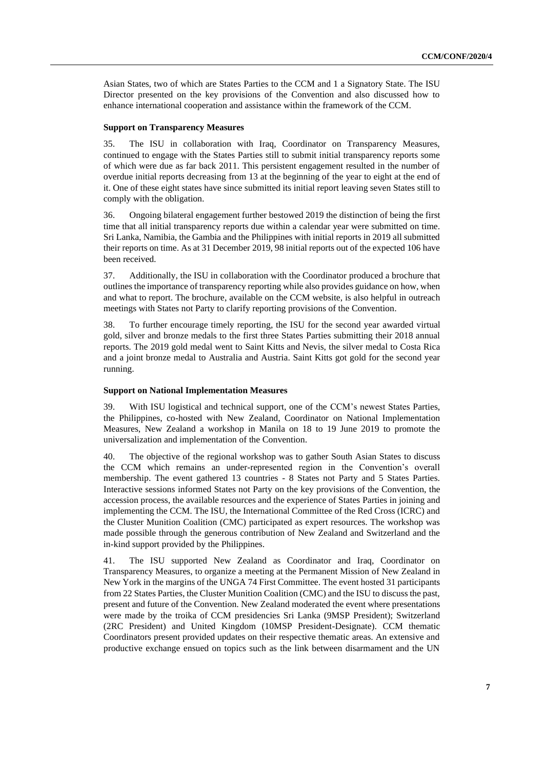Asian States, two of which are States Parties to the CCM and 1 a Signatory State. The ISU Director presented on the key provisions of the Convention and also discussed how to enhance international cooperation and assistance within the framework of the CCM.

**Support on Transparency Measures**

35. The ISU in collaboration with Iraq, Coordinator on Transparency Measures, continued to engage with the States Parties still to submit initial transparency reports some of which were due as far back 2011. This persistent engagement resulted in the number of overdue initial reports decreasing from 13 at the beginning of the year to eight at the end of it. One of these eight states have since submitted its initial report leaving seven States still to comply with the obligation.

36. Ongoing bilateral engagement further bestowed 2019 the distinction of being the first time that all initial transparency reports due within a calendar year were submitted on time. Sri Lanka, Namibia, the Gambia and the Philippines with initial reports in 2019 all submitted their reports on time. As at 31 December 2019, 98 initial reports out of the expected 106 have been received.

37. Additionally, the ISU in collaboration with the Coordinator produced a brochure that outlines the importance of transparency reporting while also provides guidance on how, when and what to report. The brochure, available on the CCM website, is also helpful in outreach meetings with States not Party to clarify reporting provisions of the Convention.

38. To further encourage timely reporting, the ISU for the second year awarded virtual gold, silver and bronze medals to the first three States Parties submitting their 2018 annual reports. The 2019 gold medal went to Saint Kitts and Nevis, the silver medal to Costa Rica and a joint bronze medal to Australia and Austria. Saint Kitts got gold for the second year running.

**Support on National Implementation Measures**

39. With ISU logistical and technical support, one of the CCM's newest States Parties, the Philippines, co-hosted with New Zealand, Coordinator on National Implementation Measures, New Zealand a workshop in Manila on 18 to 19 June 2019 to promote the universalization and implementation of the Convention.

40. The objective of the regional workshop was to gather South Asian States to discuss the CCM which remains an under-represented region in the Convention's overall membership. The event gathered 13 countries - 8 States not Party and 5 States Parties. Interactive sessions informed States not Party on the key provisions of the Convention, the accession process, the available resources and the experience of States Parties in joining and implementing the CCM. The ISU, the International Committee of the Red Cross (ICRC) and the Cluster Munition Coalition (CMC) participated as expert resources. The workshop was made possible through the generous contribution of New Zealand and Switzerland and the in-kind support provided by the Philippines.

41. The ISU supported New Zealand as Coordinator and Iraq, Coordinator on Transparency Measures, to organize a meeting at the Permanent Mission of New Zealand in New York in the margins of the UNGA 74 First Committee. The event hosted 31 participants from 22 States Parties, the Cluster Munition Coalition (CMC) and the ISU to discuss the past, present and future of the Convention. New Zealand moderated the event where presentations were made by the troika of CCM presidencies Sri Lanka (9MSP President); Switzerland (2RC President) and United Kingdom (10MSP President-Designate). CCM thematic Coordinators present provided updates on their respective thematic areas. An extensive and productive exchange ensued on topics such as the link between disarmament and the UN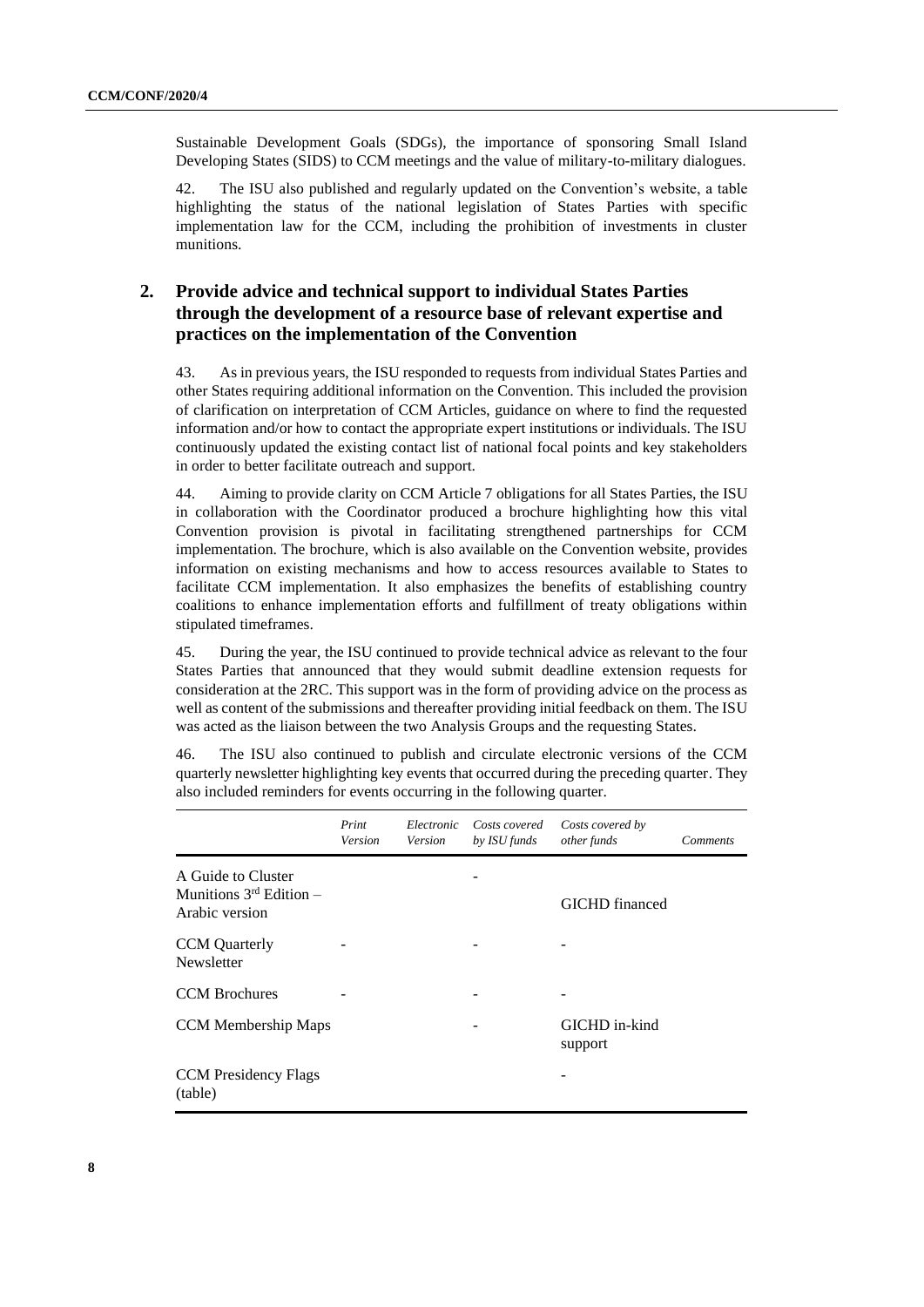Sustainable Development Goals (SDGs), the importance of sponsoring Small Island Developing States (SIDS) to CCM meetings and the value of military-to-military dialogues.

42. The ISU also published and regularly updated on the Convention's website, a table highlighting the status of the national legislation of States Parties with specific implementation law for the CCM, including the prohibition of investments in cluster munitions.

## 2. Provide advice and technical support to individual States Parties through the development of a resource base of relevant expertise and practices on the implementation of the Convention

43. As in previous years, the ISU responded to requests from individual States Parties and other States requiring additional information on the Convention. This included the provision of clarification on interpretation of CCM Articles, guidance on where to find the requested information and/or how to contact the appropriate expert institutions or individuals. The ISU continuously updated the existing contact list of national focal points and key stakeholders in order to better facilitate outreach and support.

44. Aiming to provide clarity on CCM Article 7 obligations for all States Parties, the ISU in collaboration with the Coordinator produced a brochure highlighting how this vital Convention provision is pivotal in facilitating strengthened partnerships for CCM implementation. The brochure, which is also available on the Convention website, provides information on existing mechanisms and how to access resources available to States to facilitate CCM implementation. It also emphasizes the benefits of establishing country coalitions to enhance implementation efforts and fulfillment of treaty obligations within stipulated timeframes.

45. During the year, the ISU continued to provide technical advice as relevant to the four States Parties that announced that they would submit deadline extension requests for consideration at the 2RC. This support was in the form of providing advice on the process as well as content of the submissions and thereafter providing initial feedback on them. The ISU was acted as the liaison between the two Analysis Groups and the requesting States.

46. The ISU also continued to publish and circulate electronic versions of the CCM quarterly newsletter highlighting key events that occurred during the preceding quarter. They also included reminders for events occurring in the following quarter.

| | *Print Version* | *Electronic Version* | *Costs covered by ISU funds* | *Costs covered by other funds* | *Comments* |
|---|---|---|---|---|---|
| A Guide to Cluster Munitions 3rd Edition – Arabic version | | | - | GICHD financed | |
| CCM Quarterly Newsletter | - | | - | - | |
| CCM Brochures | - | | - | - | |
| CCM Membership Maps | | | - | GICHD in-kind support | |
| CCM Presidency Flags (table) | | | | - | |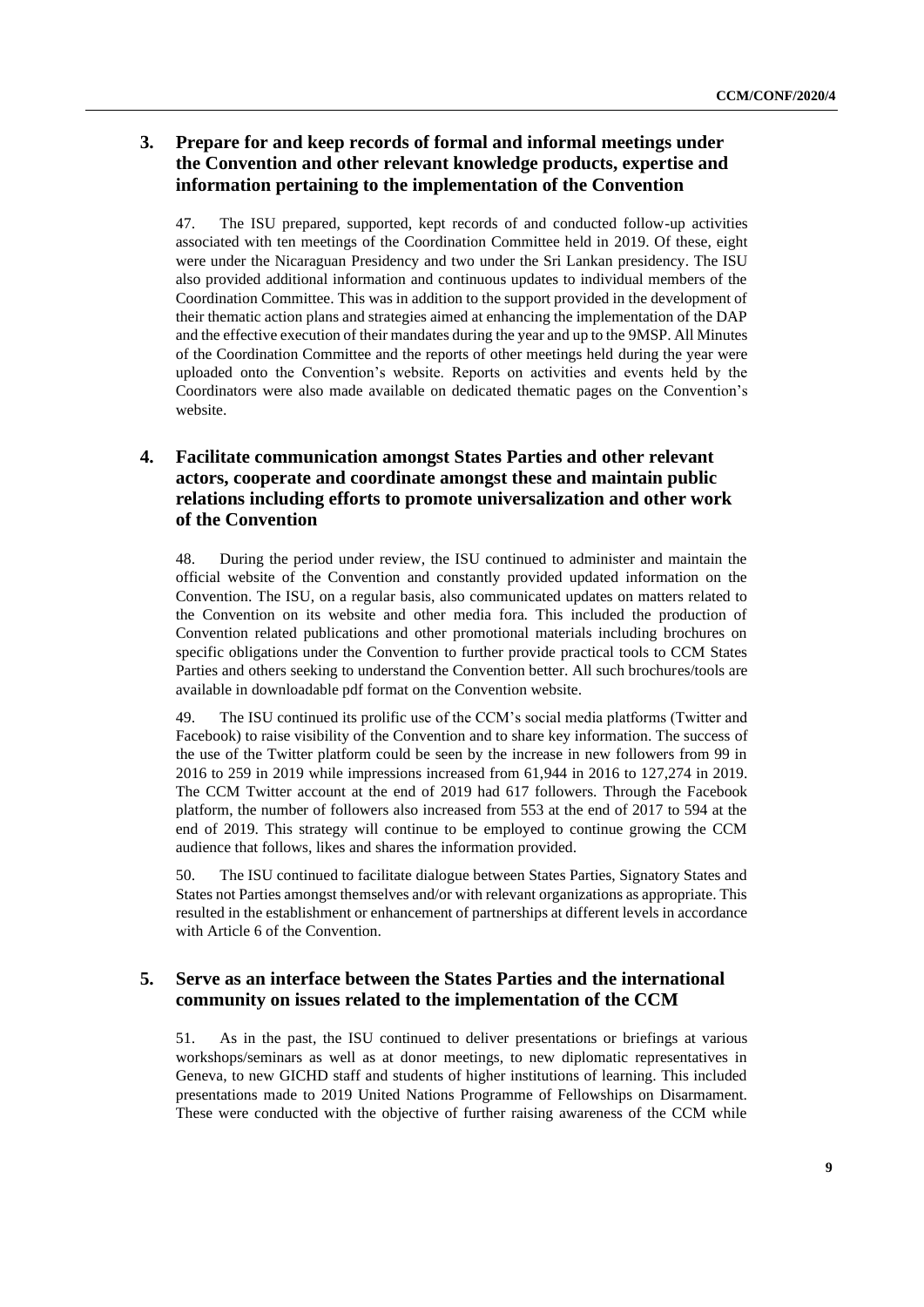## 3. Prepare for and keep records of formal and informal meetings under the Convention and other relevant knowledge products, expertise and information pertaining to the implementation of the Convention

47. The ISU prepared, supported, kept records of and conducted follow-up activities associated with ten meetings of the Coordination Committee held in 2019. Of these, eight were under the Nicaraguan Presidency and two under the Sri Lankan presidency. The ISU also provided additional information and continuous updates to individual members of the Coordination Committee. This was in addition to the support provided in the development of their thematic action plans and strategies aimed at enhancing the implementation of the DAP and the effective execution of their mandates during the year and up to the 9MSP. All Minutes of the Coordination Committee and the reports of other meetings held during the year were uploaded onto the Convention's website. Reports on activities and events held by the Coordinators were also made available on dedicated thematic pages on the Convention's website.

## 4. Facilitate communication amongst States Parties and other relevant actors, cooperate and coordinate amongst these and maintain public relations including efforts to promote universalization and other work of the Convention

48. During the period under review, the ISU continued to administer and maintain the official website of the Convention and constantly provided updated information on the Convention. The ISU, on a regular basis, also communicated updates on matters related to the Convention on its website and other media fora. This included the production of Convention related publications and other promotional materials including brochures on specific obligations under the Convention to further provide practical tools to CCM States Parties and others seeking to understand the Convention better. All such brochures/tools are available in downloadable pdf format on the Convention website.

49. The ISU continued its prolific use of the CCM's social media platforms (Twitter and Facebook) to raise visibility of the Convention and to share key information. The success of the use of the Twitter platform could be seen by the increase in new followers from 99 in 2016 to 259 in 2019 while impressions increased from 61,944 in 2016 to 127,274 in 2019. The CCM Twitter account at the end of 2019 had 617 followers. Through the Facebook platform, the number of followers also increased from 553 at the end of 2017 to 594 at the end of 2019. This strategy will continue to be employed to continue growing the CCM audience that follows, likes and shares the information provided.

50. The ISU continued to facilitate dialogue between States Parties, Signatory States and States not Parties amongst themselves and/or with relevant organizations as appropriate. This resulted in the establishment or enhancement of partnerships at different levels in accordance with Article 6 of the Convention.

## 5. Serve as an interface between the States Parties and the international community on issues related to the implementation of the CCM

51. As in the past, the ISU continued to deliver presentations or briefings at various workshops/seminars as well as at donor meetings, to new diplomatic representatives in Geneva, to new GICHD staff and students of higher institutions of learning. This included presentations made to 2019 United Nations Programme of Fellowships on Disarmament. These were conducted with the objective of further raising awareness of the CCM while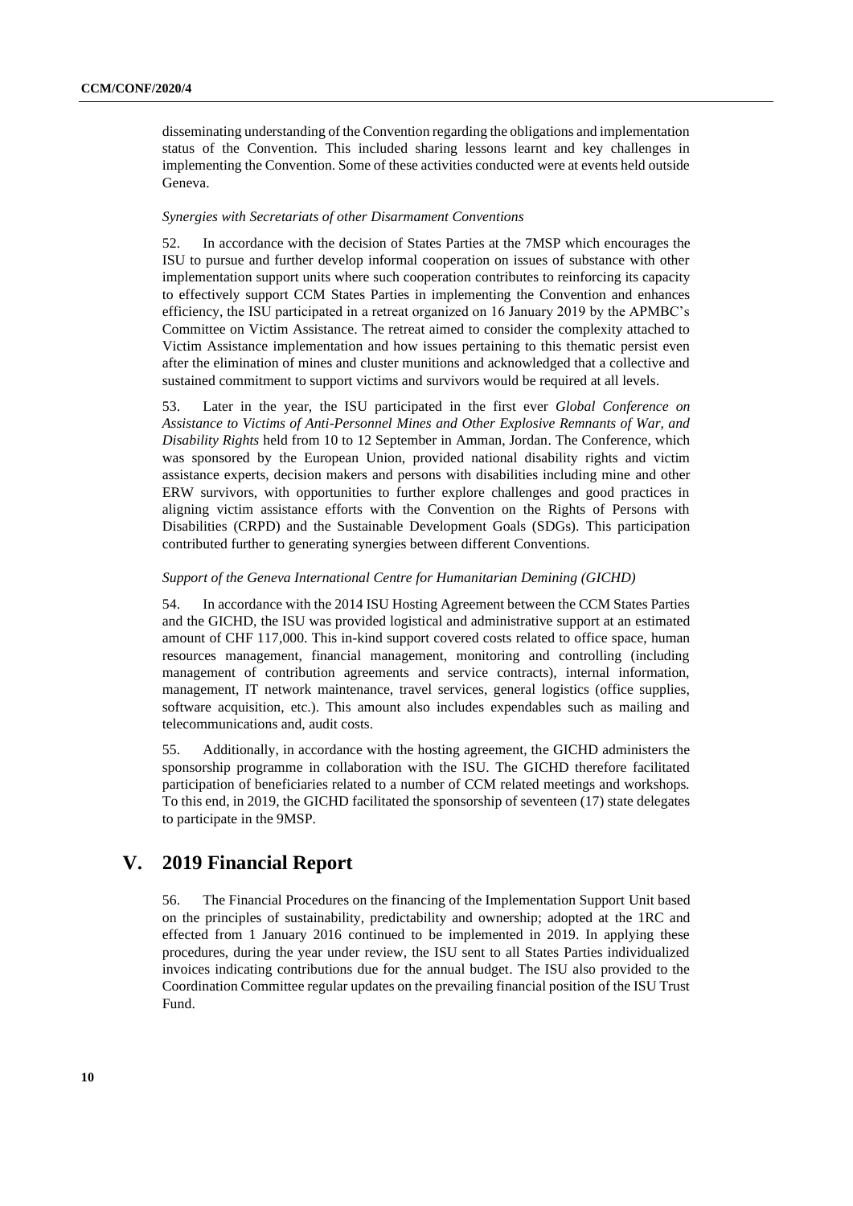disseminating understanding of the Convention regarding the obligations and implementation status of the Convention. This included sharing lessons learnt and key challenges in implementing the Convention. Some of these activities conducted were at events held outside Geneva.

*Synergies with Secretariats of other Disarmament Conventions*

52. In accordance with the decision of States Parties at the 7MSP which encourages the ISU to pursue and further develop informal cooperation on issues of substance with other implementation support units where such cooperation contributes to reinforcing its capacity to effectively support CCM States Parties in implementing the Convention and enhances efficiency, the ISU participated in a retreat organized on 16 January 2019 by the APMBC's Committee on Victim Assistance. The retreat aimed to consider the complexity attached to Victim Assistance implementation and how issues pertaining to this thematic persist even after the elimination of mines and cluster munitions and acknowledged that a collective and sustained commitment to support victims and survivors would be required at all levels.

53. Later in the year, the ISU participated in the first ever *Global Conference on Assistance to Victims of Anti-Personnel Mines and Other Explosive Remnants of War, and Disability Rights* held from 10 to 12 September in Amman, Jordan. The Conference, which was sponsored by the European Union, provided national disability rights and victim assistance experts, decision makers and persons with disabilities including mine and other ERW survivors, with opportunities to further explore challenges and good practices in aligning victim assistance efforts with the Convention on the Rights of Persons with Disabilities (CRPD) and the Sustainable Development Goals (SDGs). This participation contributed further to generating synergies between different Conventions.

*Support of the Geneva International Centre for Humanitarian Demining (GICHD)*

54. In accordance with the 2014 ISU Hosting Agreement between the CCM States Parties and the GICHD, the ISU was provided logistical and administrative support at an estimated amount of CHF 117,000. This in-kind support covered costs related to office space, human resources management, financial management, monitoring and controlling (including management of contribution agreements and service contracts), internal information, management, IT network maintenance, travel services, general logistics (office supplies, software acquisition, etc.). This amount also includes expendables such as mailing and telecommunications and, audit costs.

55. Additionally, in accordance with the hosting agreement, the GICHD administers the sponsorship programme in collaboration with the ISU. The GICHD therefore facilitated participation of beneficiaries related to a number of CCM related meetings and workshops. To this end, in 2019, the GICHD facilitated the sponsorship of seventeen (17) state delegates to participate in the 9MSP.

## V. 2019 Financial Report

56. The Financial Procedures on the financing of the Implementation Support Unit based on the principles of sustainability, predictability and ownership; adopted at the 1RC and effected from 1 January 2016 continued to be implemented in 2019. In applying these procedures, during the year under review, the ISU sent to all States Parties individualized invoices indicating contributions due for the annual budget. The ISU also provided to the Coordination Committee regular updates on the prevailing financial position of the ISU Trust Fund.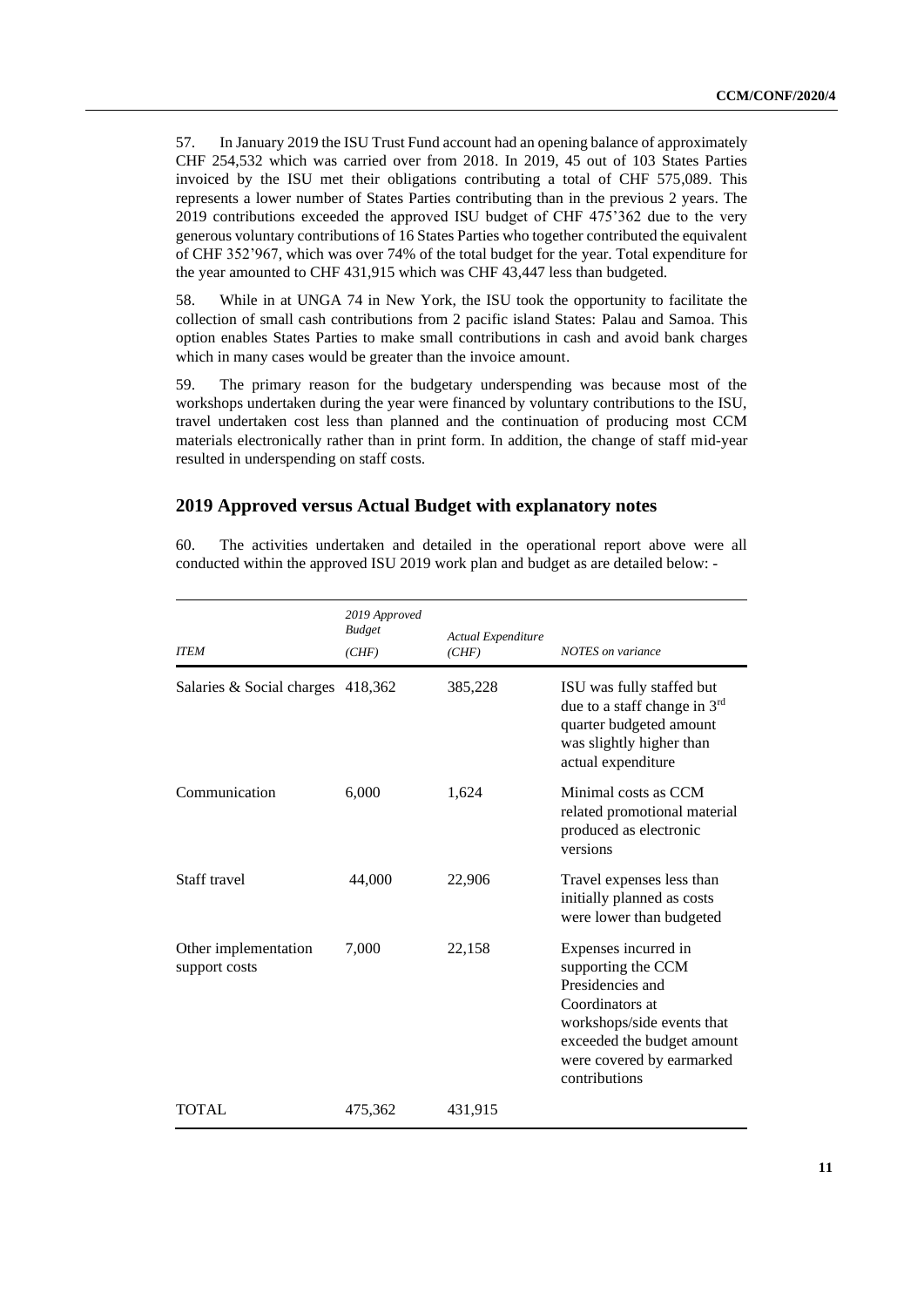57. In January 2019 the ISU Trust Fund account had an opening balance of approximately CHF 254,532 which was carried over from 2018. In 2019, 45 out of 103 States Parties invoiced by the ISU met their obligations contributing a total of CHF 575,089. This represents a lower number of States Parties contributing than in the previous 2 years. The 2019 contributions exceeded the approved ISU budget of CHF 475'362 due to the very generous voluntary contributions of 16 States Parties who together contributed the equivalent of CHF 352'967, which was over 74% of the total budget for the year. Total expenditure for the year amounted to CHF 431,915 which was CHF 43,447 less than budgeted.

58. While in at UNGA 74 in New York, the ISU took the opportunity to facilitate the collection of small cash contributions from 2 pacific island States: Palau and Samoa. This option enables States Parties to make small contributions in cash and avoid bank charges which in many cases would be greater than the invoice amount.

59. The primary reason for the budgetary underspending was because most of the workshops undertaken during the year were financed by voluntary contributions to the ISU, travel undertaken cost less than planned and the continuation of producing most CCM materials electronically rather than in print form. In addition, the change of staff mid-year resulted in underspending on staff costs.

## 2019 Approved versus Actual Budget with explanatory notes

60. The activities undertaken and detailed in the operational report above were all conducted within the approved ISU 2019 work plan and budget as are detailed below: -

| *ITEM* | *2019 Approved Budget (CHF)* | *Actual Expenditure (CHF)* | *NOTES on variance* |
|---|---|---|---|
| Salaries & Social charges | 418,362 | 385,228 | ISU was fully staffed but due to a staff change in 3rd quarter budgeted amount was slightly higher than actual expenditure |
| Communication | 6,000 | 1,624 | Minimal costs as CCM related promotional material produced as electronic versions |
| Staff travel | 44,000 | 22,906 | Travel expenses less than initially planned as costs were lower than budgeted |
| Other implementation support costs | 7,000 | 22,158 | Expenses incurred in supporting the CCM Presidencies and Coordinators at workshops/side events that exceeded the budget amount were covered by earmarked contributions |
| TOTAL | 475,362 | 431,915 | |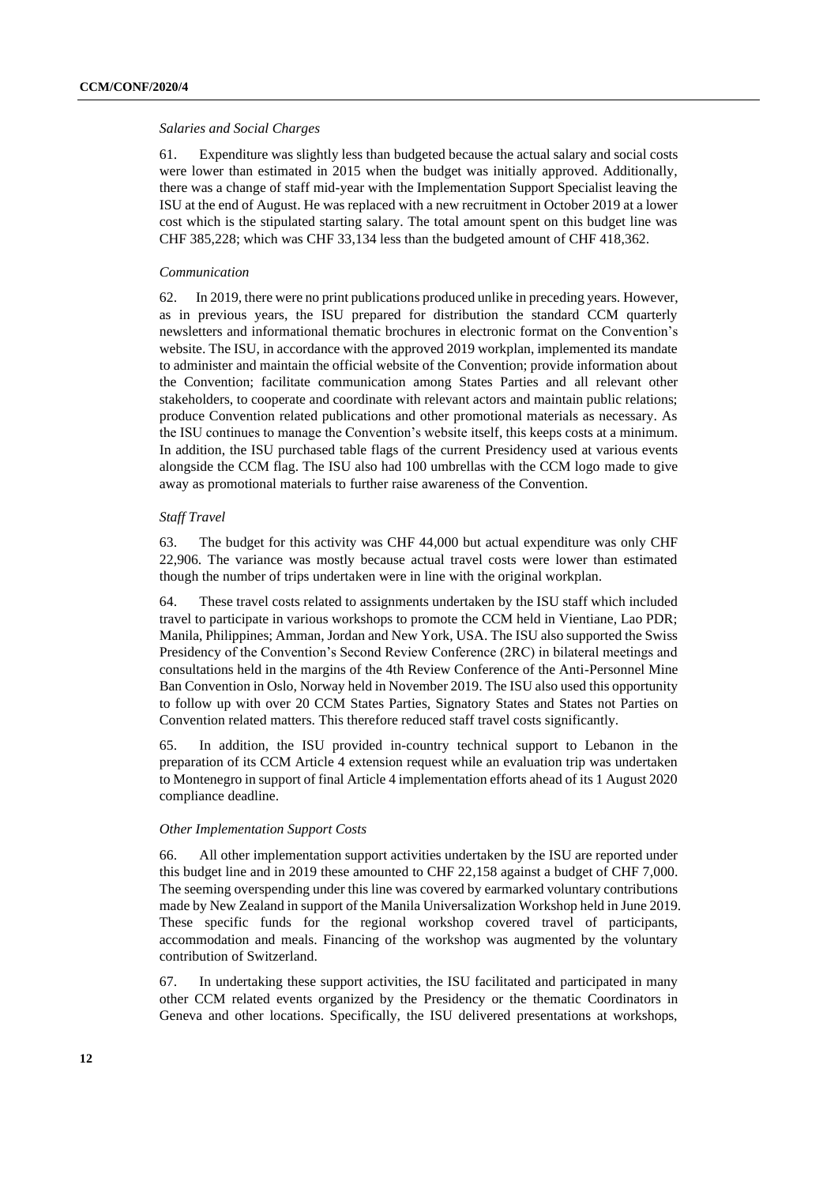*Salaries and Social Charges*

61. Expenditure was slightly less than budgeted because the actual salary and social costs were lower than estimated in 2015 when the budget was initially approved. Additionally, there was a change of staff mid-year with the Implementation Support Specialist leaving the ISU at the end of August. He was replaced with a new recruitment in October 2019 at a lower cost which is the stipulated starting salary. The total amount spent on this budget line was CHF 385,228; which was CHF 33,134 less than the budgeted amount of CHF 418,362.

*Communication*

62. In 2019, there were no print publications produced unlike in preceding years. However, as in previous years, the ISU prepared for distribution the standard CCM quarterly newsletters and informational thematic brochures in electronic format on the Convention's website. The ISU, in accordance with the approved 2019 workplan, implemented its mandate to administer and maintain the official website of the Convention; provide information about the Convention; facilitate communication among States Parties and all relevant other stakeholders, to cooperate and coordinate with relevant actors and maintain public relations; produce Convention related publications and other promotional materials as necessary. As the ISU continues to manage the Convention's website itself, this keeps costs at a minimum. In addition, the ISU purchased table flags of the current Presidency used at various events alongside the CCM flag. The ISU also had 100 umbrellas with the CCM logo made to give away as promotional materials to further raise awareness of the Convention.

*Staff Travel*

63. The budget for this activity was CHF 44,000 but actual expenditure was only CHF 22,906. The variance was mostly because actual travel costs were lower than estimated though the number of trips undertaken were in line with the original workplan.

64. These travel costs related to assignments undertaken by the ISU staff which included travel to participate in various workshops to promote the CCM held in Vientiane, Lao PDR; Manila, Philippines; Amman, Jordan and New York, USA. The ISU also supported the Swiss Presidency of the Convention's Second Review Conference (2RC) in bilateral meetings and consultations held in the margins of the 4th Review Conference of the Anti-Personnel Mine Ban Convention in Oslo, Norway held in November 2019. The ISU also used this opportunity to follow up with over 20 CCM States Parties, Signatory States and States not Parties on Convention related matters. This therefore reduced staff travel costs significantly.

65. In addition, the ISU provided in-country technical support to Lebanon in the preparation of its CCM Article 4 extension request while an evaluation trip was undertaken to Montenegro in support of final Article 4 implementation efforts ahead of its 1 August 2020 compliance deadline.

*Other Implementation Support Costs*

66. All other implementation support activities undertaken by the ISU are reported under this budget line and in 2019 these amounted to CHF 22,158 against a budget of CHF 7,000. The seeming overspending under this line was covered by earmarked voluntary contributions made by New Zealand in support of the Manila Universalization Workshop held in June 2019. These specific funds for the regional workshop covered travel of participants, accommodation and meals. Financing of the workshop was augmented by the voluntary contribution of Switzerland.

67. In undertaking these support activities, the ISU facilitated and participated in many other CCM related events organized by the Presidency or the thematic Coordinators in Geneva and other locations. Specifically, the ISU delivered presentations at workshops,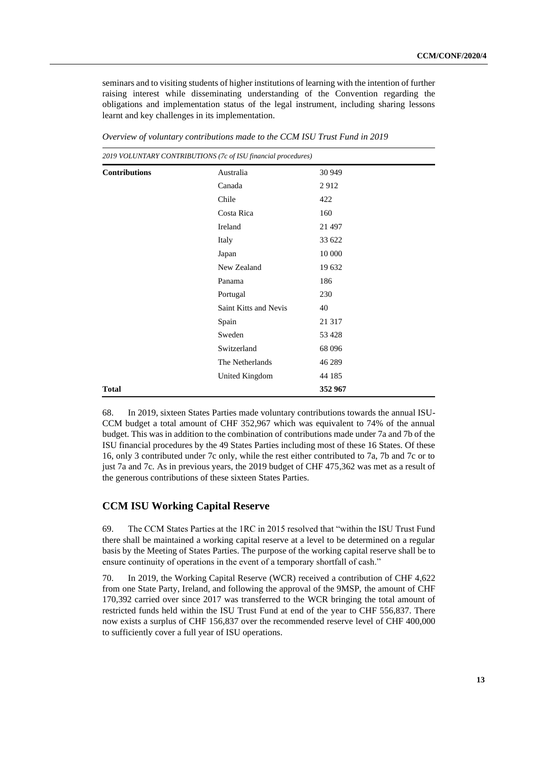seminars and to visiting students of higher institutions of learning with the intention of further raising interest while disseminating understanding of the Convention regarding the obligations and implementation status of the legal instrument, including sharing lessons learnt and key challenges in its implementation.

*Overview of voluntary contributions made to the CCM ISU Trust Fund in 2019*

| *2019 VOLUNTARY CONTRIBUTIONS (7c of ISU financial procedures)* | | |
|---|---|---|
| **Contributions** | Australia | 30 949 |
| | Canada | 2 912 |
| | Chile | 422 |
| | Costa Rica | 160 |
| | Ireland | 21 497 |
| | Italy | 33 622 |
| | Japan | 10 000 |
| | New Zealand | 19 632 |
| | Panama | 186 |
| | Portugal | 230 |
| | Saint Kitts and Nevis | 40 |
| | Spain | 21 317 |
| | Sweden | 53 428 |
| | Switzerland | 68 096 |
| | The Netherlands | 46 289 |
| | United Kingdom | 44 185 |
| **Total** | | **352 967** |

68. In 2019, sixteen States Parties made voluntary contributions towards the annual ISU-CCM budget a total amount of CHF 352,967 which was equivalent to 74% of the annual budget. This was in addition to the combination of contributions made under 7a and 7b of the ISU financial procedures by the 49 States Parties including most of these 16 States. Of these 16, only 3 contributed under 7c only, while the rest either contributed to 7a, 7b and 7c or to just 7a and 7c. As in previous years, the 2019 budget of CHF 475,362 was met as a result of the generous contributions of these sixteen States Parties.

## CCM ISU Working Capital Reserve

69. The CCM States Parties at the 1RC in 2015 resolved that "within the ISU Trust Fund there shall be maintained a working capital reserve at a level to be determined on a regular basis by the Meeting of States Parties. The purpose of the working capital reserve shall be to ensure continuity of operations in the event of a temporary shortfall of cash."

70. In 2019, the Working Capital Reserve (WCR) received a contribution of CHF 4,622 from one State Party, Ireland, and following the approval of the 9MSP, the amount of CHF 170,392 carried over since 2017 was transferred to the WCR bringing the total amount of restricted funds held within the ISU Trust Fund at end of the year to CHF 556,837. There now exists a surplus of CHF 156,837 over the recommended reserve level of CHF 400,000 to sufficiently cover a full year of ISU operations.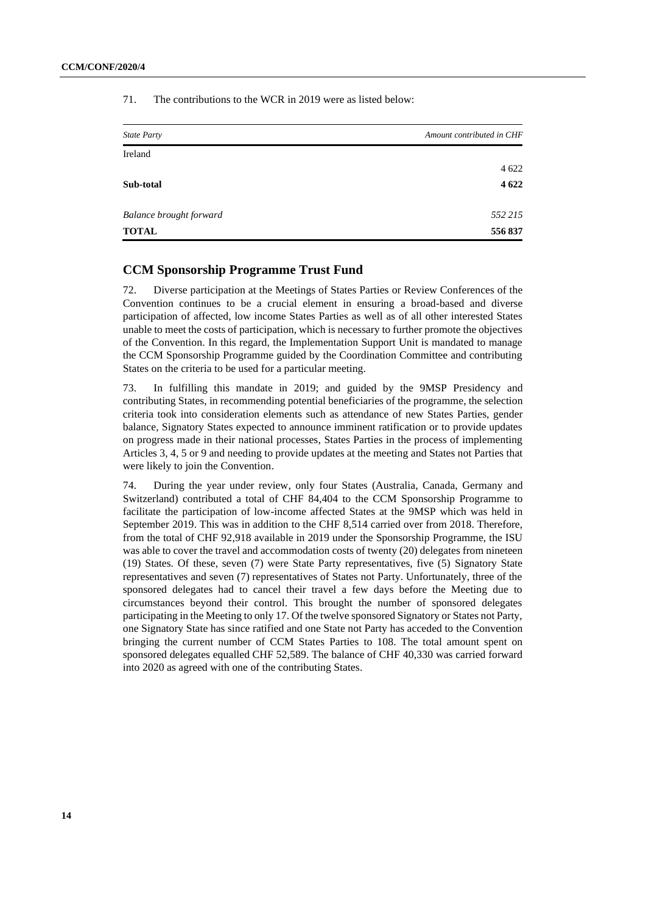71. The contributions to the WCR in 2019 were as listed below:

| *State Party* | *Amount contributed in CHF* |
|---|---|
| Ireland | |
| | 4 622 |
| **Sub-total** | **4 622** |
| *Balance brought forward* | *552 215* |
| **TOTAL** | **556 837** |

## CCM Sponsorship Programme Trust Fund

72. Diverse participation at the Meetings of States Parties or Review Conferences of the Convention continues to be a crucial element in ensuring a broad-based and diverse participation of affected, low income States Parties as well as of all other interested States unable to meet the costs of participation, which is necessary to further promote the objectives of the Convention. In this regard, the Implementation Support Unit is mandated to manage the CCM Sponsorship Programme guided by the Coordination Committee and contributing States on the criteria to be used for a particular meeting.

73. In fulfilling this mandate in 2019; and guided by the 9MSP Presidency and contributing States, in recommending potential beneficiaries of the programme, the selection criteria took into consideration elements such as attendance of new States Parties, gender balance, Signatory States expected to announce imminent ratification or to provide updates on progress made in their national processes, States Parties in the process of implementing Articles 3, 4, 5 or 9 and needing to provide updates at the meeting and States not Parties that were likely to join the Convention.

74. During the year under review, only four States (Australia, Canada, Germany and Switzerland) contributed a total of CHF 84,404 to the CCM Sponsorship Programme to facilitate the participation of low-income affected States at the 9MSP which was held in September 2019. This was in addition to the CHF 8,514 carried over from 2018. Therefore, from the total of CHF 92,918 available in 2019 under the Sponsorship Programme, the ISU was able to cover the travel and accommodation costs of twenty (20) delegates from nineteen (19) States. Of these, seven (7) were State Party representatives, five (5) Signatory State representatives and seven (7) representatives of States not Party. Unfortunately, three of the sponsored delegates had to cancel their travel a few days before the Meeting due to circumstances beyond their control. This brought the number of sponsored delegates participating in the Meeting to only 17. Of the twelve sponsored Signatory or States not Party, one Signatory State has since ratified and one State not Party has acceded to the Convention bringing the current number of CCM States Parties to 108. The total amount spent on sponsored delegates equalled CHF 52,589. The balance of CHF 40,330 was carried forward into 2020 as agreed with one of the contributing States.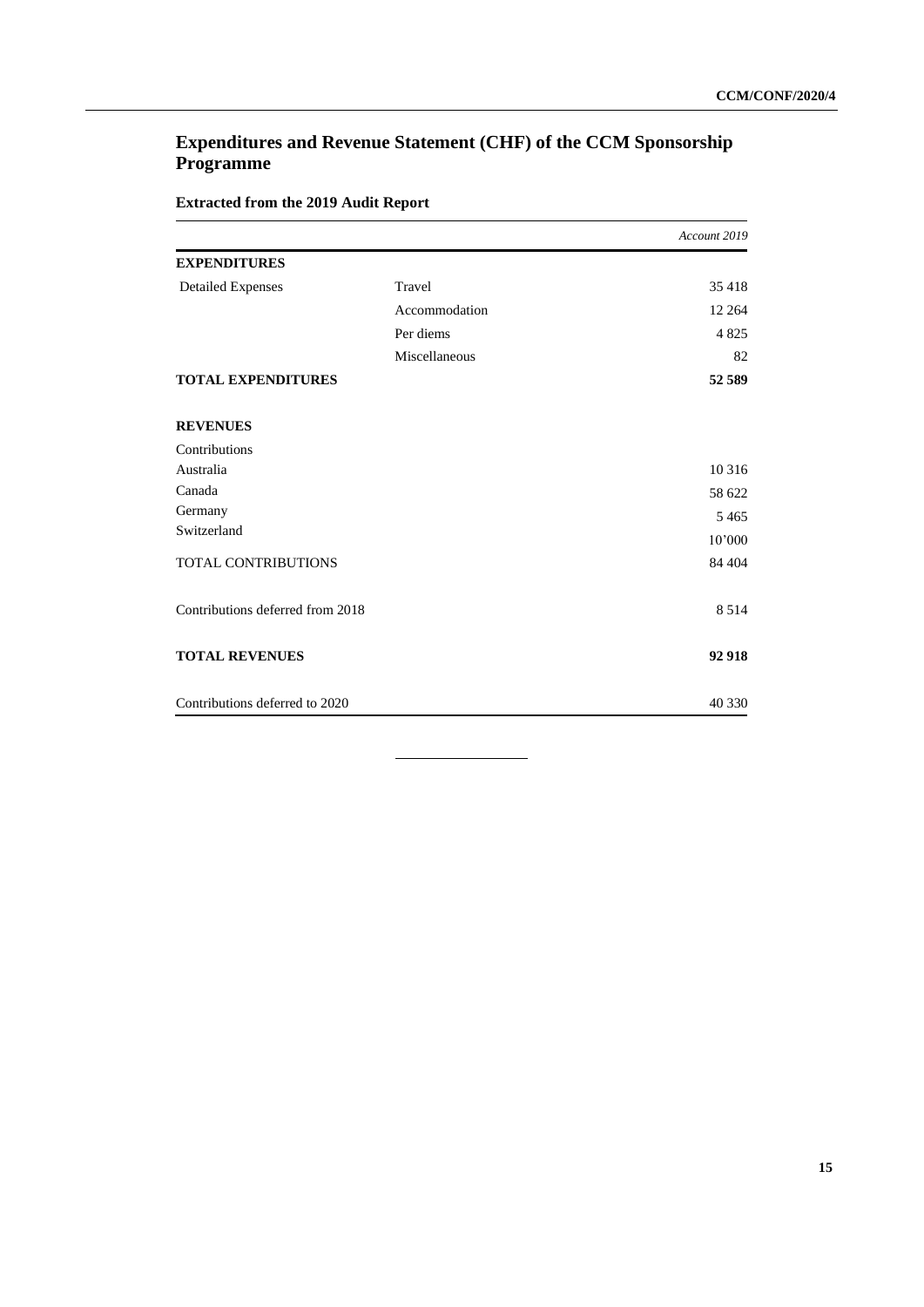## Expenditures and Revenue Statement (CHF) of the CCM Sponsorship Programme

**Extracted from the 2019 Audit Report**

| | | *Account 2019* |
|---|---|---|
| **EXPENDITURES** | | |
| Detailed Expenses | Travel | 35 418 |
| | Accommodation | 12 264 |
| | Per diems | 4 825 |
| | Miscellaneous | 82 |
| **TOTAL EXPENDITURES** | | **52 589** |
| **REVENUES** | | |
| Contributions | | |
| Australia | | 10 316 |
| Canada | | 58 622 |
| Germany | | 5 465 |
| Switzerland | | 10'000 |
| TOTAL CONTRIBUTIONS | | 84 404 |
| Contributions deferred from 2018 | | 8 514 |
| **TOTAL REVENUES** | | **92 918** |
| Contributions deferred to 2020 | | 40 330 |